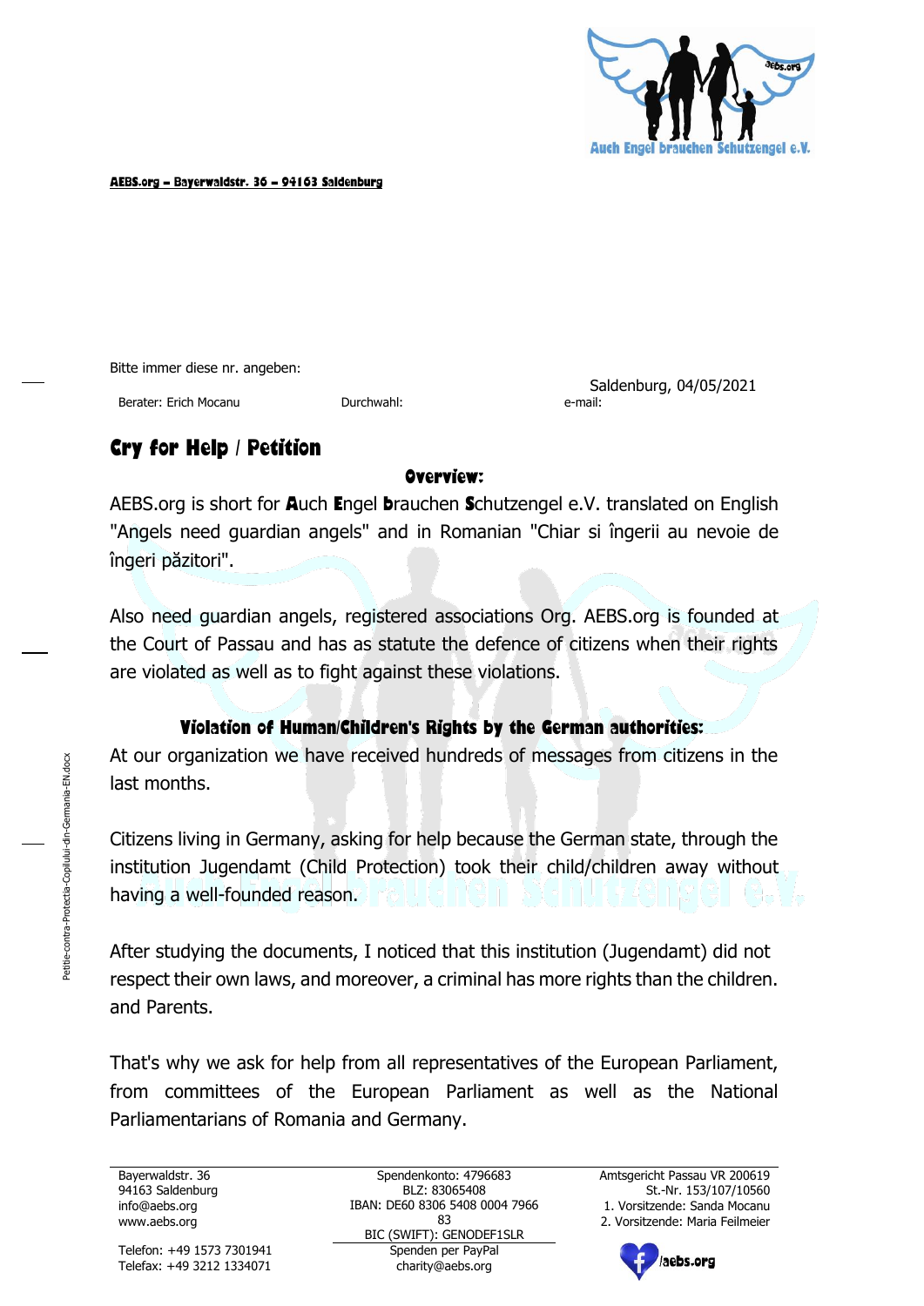**AEBS.org – Bayerwaldstr. 36 – 94163 Saldenburg**

Bitte immer diese nr. angeben:

Berater: Erich Mocanu Durchwahl: e-mail:

Saldenburg, 04/05/2021

# Cry for Help / Petition

### Overview:

AEBS.org is short for **A**uch **E**ngel **b**rauchen **S**chutzengel e.V. translated on English "Angels need guardian angels" and in Romanian "Chiar si îngerii au nevoie de îngeri păzitori".

Also need guardian angels, registered associations Org. AEBS.org is founded at the Court of Passau and has as statute the defence of citizens when their rights are violated as well as to fight against these violations.

### Violation of Human/Children's Rights by the German authorities:

At our organization we have received hundreds of messages from citizens in the last months.

Citizens living in Germany, asking for help because the German state, through the institution Jugendamt (Child Protection) took their child/children away without having a well-founded reason.

After studying the documents, I noticed that this institution (Jugendamt) did not respect their own laws, and moreover, a criminal has more rights than the children. and Parents.

That's why we ask for help from all representatives of the European Parliament, from committees of the European Parliament as well as the National Parliamentarians of Romania and Germany.

Bayerwaldstr. 36
94163 Saldenburg
info@aebs.org
www.aebs.org

Telefon: +49 1573 7301941
Telefax: +49 3212 1334071

Spendenkonto: 4796683
BLZ: 83065408
IBAN: DE60 8306 5408 0004 7966 83
BIC (SWIFT): GENODEF1SLR
Spenden per PayPal
charity@aebs.org

Amtsgericht Passau VR 200619
St.-Nr. 153/107/10560
1. Vorsitzende: Sanda Mocanu
2. Vorsitzende: Maria Feilmeier

/aebs.org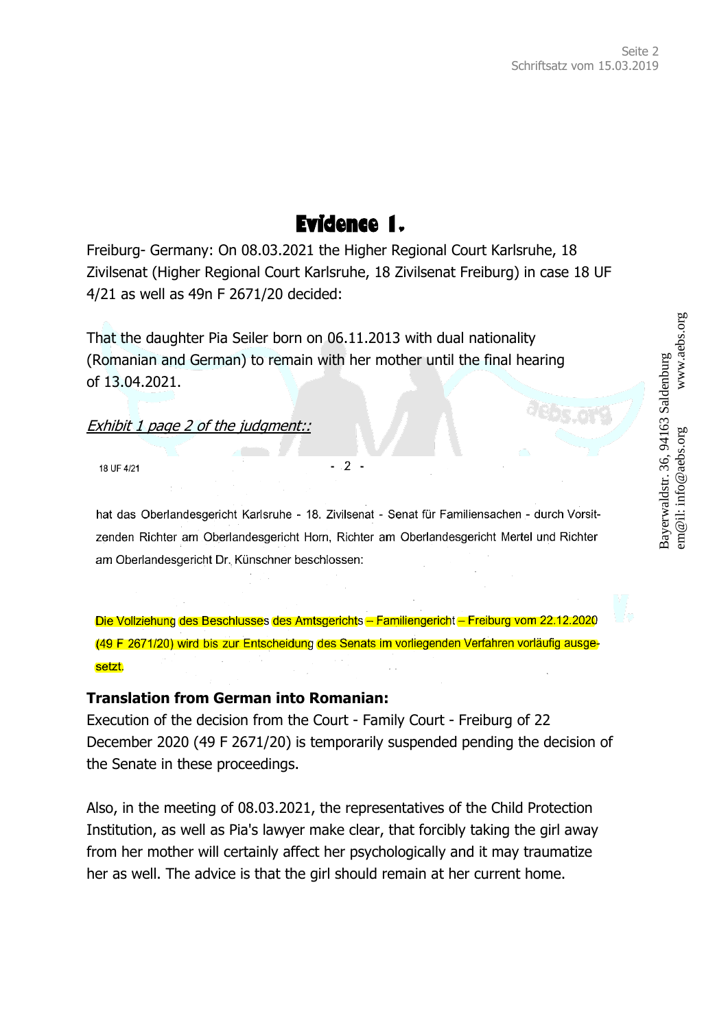# Evidence 1.

Freiburg- Germany: On 08.03.2021 the Higher Regional Court Karlsruhe, 18 Zivilsenat (Higher Regional Court Karlsruhe, 18 Zivilsenat Freiburg) in case 18 UF 4/21 as well as 49n F 2671/20 decided:

That the daughter Pia Seiler born on 06.11.2013 with dual nationality (Romanian and German) to remain with her mother until the final hearing of 13.04.2021.

*Exhibit 1 page 2 of the judgment::*

18 UF 4/21 - 2 -

hat das Oberlandesgericht Karlsruhe - 18. Zivilsenat - Senat für Familiensachen - durch Vorsitzenden Richter am Oberlandesgericht Horn, Richter am Oberlandesgericht Mertel und Richter am Oberlandesgericht Dr. Künschner beschlossen:

Die Vollziehung des Beschlusses des Amtsgerichts – Familiengericht – Freiburg vom 22.12.2020 (49 F 2671/20) wird bis zur Entscheidung des Senats im vorliegenden Verfahren vorläufig ausgesetzt.

**Translation from German into Romanian:**

Execution of the decision from the Court - Family Court - Freiburg of 22 December 2020 (49 F 2671/20) is temporarily suspended pending the decision of the Senate in these proceedings.

Also, in the meeting of 08.03.2021, the representatives of the Child Protection Institution, as well as Pia's lawyer make clear, that forcibly taking the girl away from her mother will certainly affect her psychologically and it may traumatize her as well. The advice is that the girl should remain at her current home.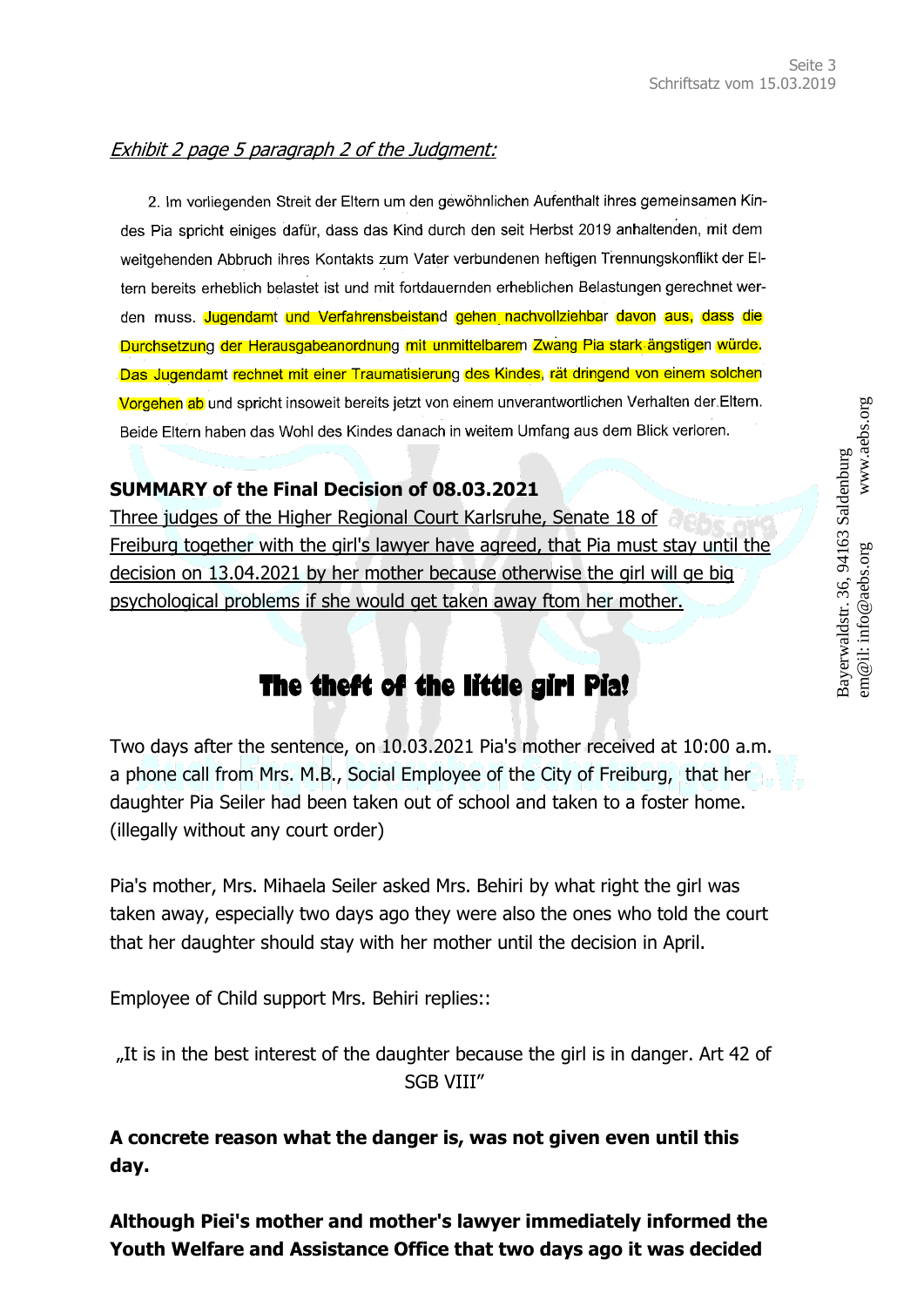*Exhibit 2 page 5 paragraph 2 of the Judgment:*

2. Im vorliegenden Streit der Eltern um den gewöhnlichen Aufenthalt ihres gemeinsamen Kindes Pia spricht einiges dafür, dass das Kind durch den seit Herbst 2019 anhaltenden, mit dem weitgehenden Abbruch ihres Kontakts zum Vater verbundenen heftigen Trennungskonflikt der Eltern bereits erheblich belastet ist und mit fortdauernden erheblichen Belastungen gerechnet werden muss. Jugendamt und Verfahrensbeistand gehen nachvollziehbar davon aus, dass die Durchsetzung der Herausgabeanordnung mit unmittelbarem Zwang Pia stark ängstigen würde. Das Jugendamt rechnet mit einer Traumatisierung des Kindes, rät dringend von einem solchen Vorgehen ab und spricht insoweit bereits jetzt von einem unverantwortlichen Verhalten der Eltern. Beide Eltern haben das Wohl des Kindes danach in weitem Umfang aus dem Blick verloren.

**SUMMARY of the Final Decision of 08.03.2021**

Three judges of the Higher Regional Court Karlsruhe, Senate 18 of Freiburg together with the girl's lawyer have agreed, that Pia must stay until the decision on 13.04.2021 by her mother because otherwise the girl will ge big psychological problems if she would get taken away ftom her mother.

# The theft of the little girl Pia!

Two days after the sentence, on 10.03.2021 Pia's mother received at 10:00 a.m. a phone call from Mrs. M.B., Social Employee of the City of Freiburg, that her daughter Pia Seiler had been taken out of school and taken to a foster home. (illegally without any court order)

Pia's mother, Mrs. Mihaela Seiler asked Mrs. Behiri by what right the girl was taken away, especially two days ago they were also the ones who told the court that her daughter should stay with her mother until the decision in April.

Employee of Child support Mrs. Behiri replies::

„It is in the best interest of the daughter because the girl is in danger. Art 42 of SGB VIII"

**A concrete reason what the danger is, was not given even until this day.**

**Although Piei's mother and mother's lawyer immediately informed the Youth Welfare and Assistance Office that two days ago it was decided**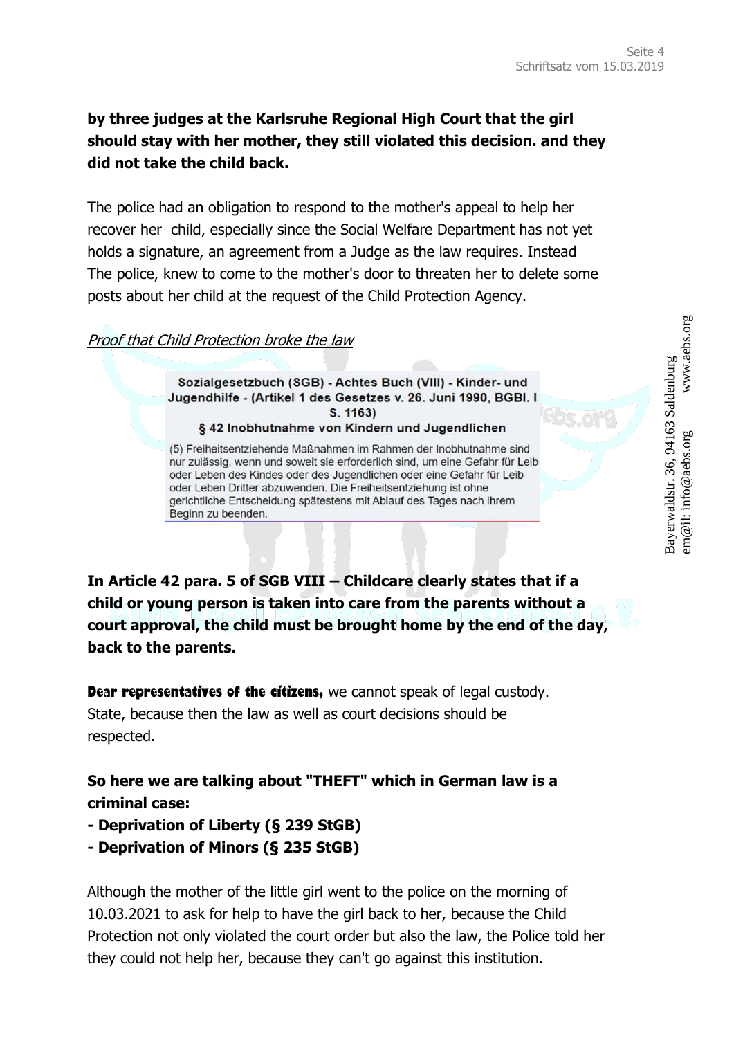**by three judges at the Karlsruhe Regional High Court that the girl should stay with her mother, they still violated this decision. and they did not take the child back.**

The police had an obligation to respond to the mother's appeal to help her recover her child, especially since the Social Welfare Department has not yet holds a signature, an agreement from a Judge as the law requires. Instead The police, knew to come to the mother's door to threaten her to delete some posts about her child at the request of the Child Protection Agency.

*Proof that Child Protection broke the law*

> **Sozialgesetzbuch (SGB) - Achtes Buch (VIII) - Kinder- und Jugendhilfe - (Artikel 1 des Gesetzes v. 26. Juni 1990, BGBl. I S. 1163)**
>
> **§ 42 Inobhutnahme von Kindern und Jugendlichen**
>
> (5) Freiheitsentziehende Maßnahmen im Rahmen der Inobhutnahme sind nur zulässig, wenn und soweit sie erforderlich sind, um eine Gefahr für Leib oder Leben des Kindes oder des Jugendlichen oder eine Gefahr für Leib oder Leben Dritter abzuwenden. Die Freiheitsentziehung ist ohne gerichtliche Entscheidung spätestens mit Ablauf des Tages nach ihrem Beginn zu beenden.

**In Article 42 para. 5 of SGB VIII – Childcare clearly states that if a child or young person is taken into care from the parents without a court approval, the child must be brought home by the end of the day, back to the parents.**

**Dear representatives of the citizens,** we cannot speak of legal custody. State, because then the law as well as court decisions should be respected.

**So here we are talking about "THEFT" which in German law is a criminal case:**

**- Deprivation of Liberty (§ 239 StGB)**

**- Deprivation of Minors (§ 235 StGB)**

Although the mother of the little girl went to the police on the morning of 10.03.2021 to ask for help to have the girl back to her, because the Child Protection not only violated the court order but also the law, the Police told her they could not help her, because they can't go against this institution.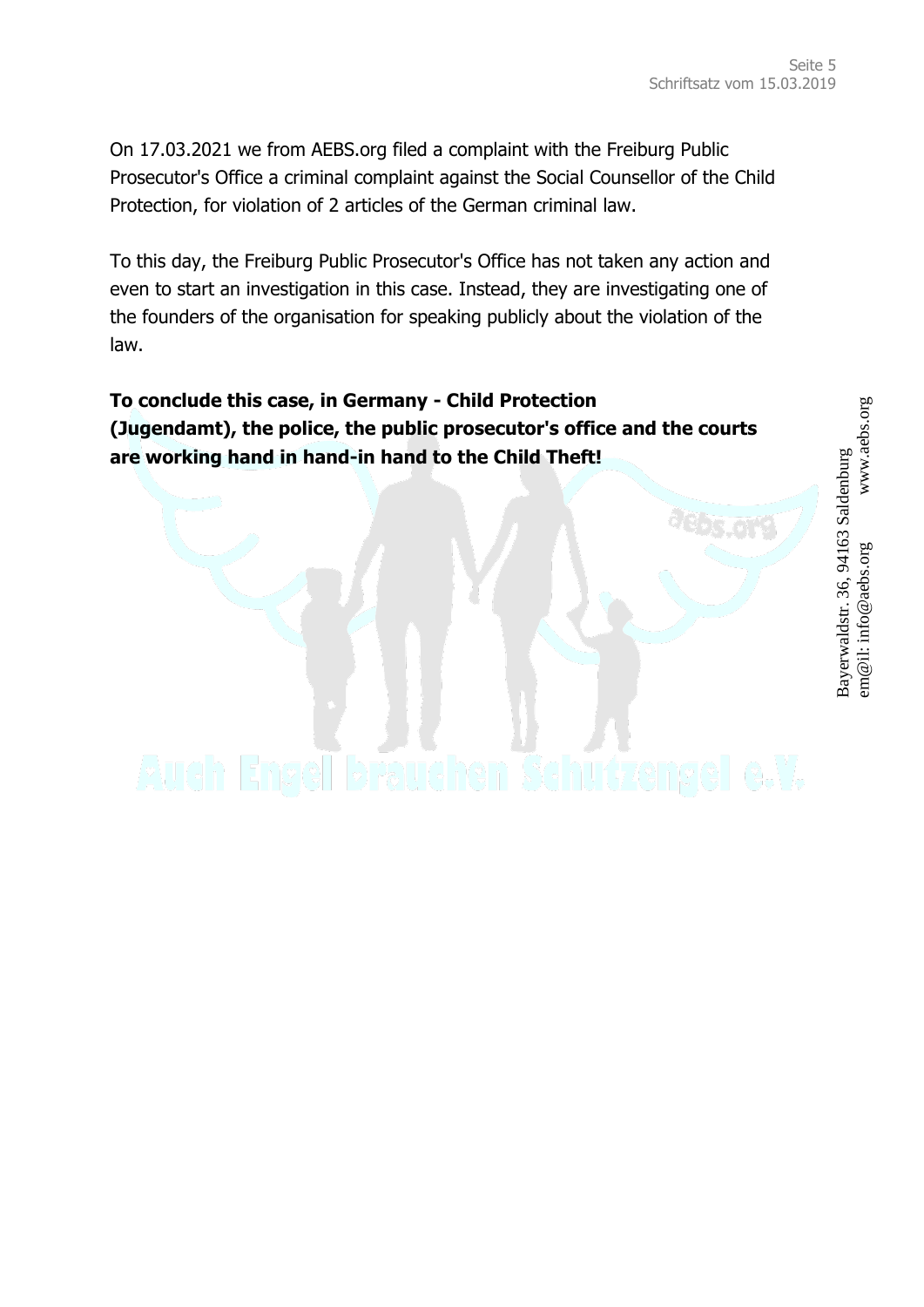On 17.03.2021 we from AEBS.org filed a complaint with the Freiburg Public Prosecutor's Office a criminal complaint against the Social Counsellor of the Child Protection, for violation of 2 articles of the German criminal law.

To this day, the Freiburg Public Prosecutor's Office has not taken any action and even to start an investigation in this case. Instead, they are investigating one of the founders of the organisation for speaking publicly about the violation of the law.

**To conclude this case, in Germany - Child Protection (Jugendamt), the police, the public prosecutor's office and the courts are working hand in hand-in hand to the Child Theft!**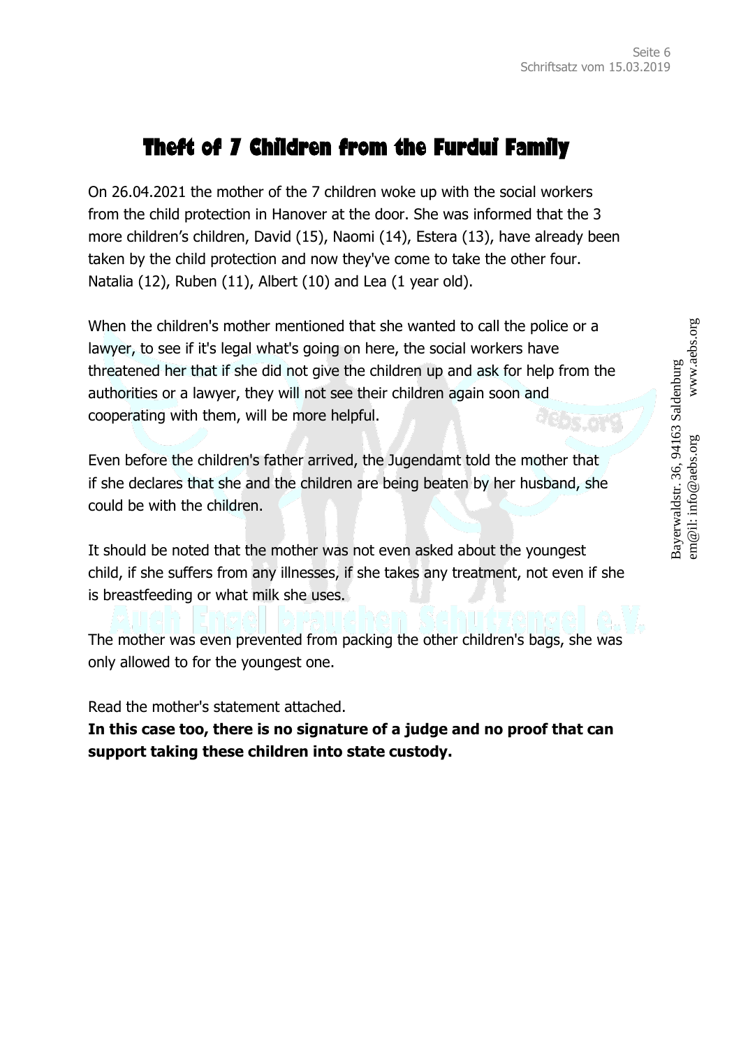# Theft of 7 Children from the Furdui Family

On 26.04.2021 the mother of the 7 children woke up with the social workers from the child protection in Hanover at the door. She was informed that the 3 more children's children, David (15), Naomi (14), Estera (13), have already been taken by the child protection and now they've come to take the other four. Natalia (12), Ruben (11), Albert (10) and Lea (1 year old).

When the children's mother mentioned that she wanted to call the police or a lawyer, to see if it's legal what's going on here, the social workers have threatened her that if she did not give the children up and ask for help from the authorities or a lawyer, they will not see their children again soon and cooperating with them, will be more helpful.

Even before the children's father arrived, the Jugendamt told the mother that if she declares that she and the children are being beaten by her husband, she could be with the children.

It should be noted that the mother was not even asked about the youngest child, if she suffers from any illnesses, if she takes any treatment, not even if she is breastfeeding or what milk she uses.

The mother was even prevented from packing the other children's bags, she was only allowed to for the youngest one.

Read the mother's statement attached.

**In this case too, there is no signature of a judge and no proof that can support taking these children into state custody.**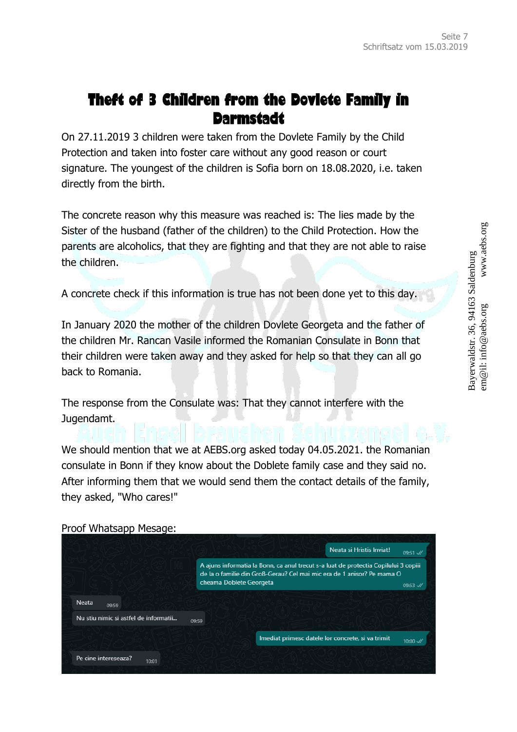# Theft of 3 Children from the Dovlete Family in Darmstadt

On 27.11.2019 3 children were taken from the Dovlete Family by the Child Protection and taken into foster care without any good reason or court signature. The youngest of the children is Sofia born on 18.08.2020, i.e. taken directly from the birth.

The concrete reason why this measure was reached is: The lies made by the Sister of the husband (father of the children) to the Child Protection. How the parents are alcoholics, that they are fighting and that they are not able to raise the children.

A concrete check if this information is true has not been done yet to this day.

In January 2020 the mother of the children Dovlete Georgeta and the father of the children Mr. Rancan Vasile informed the Romanian Consulate in Bonn that their children were taken away and they asked for help so that they can all go back to Romania.

The response from the Consulate was: That they cannot interfere with the Jugendamt.

We should mention that we at AEBS.org asked today 04.05.2021. the Romanian consulate in Bonn if they know about the Doblete family case and they said no. After informing them that we would send them the contact details of the family, they asked, "Who cares!"

Proof Whatsapp Mesage:

Neata si Hristis Inviat! 09:51

A ajuns informatia la Bonn, ca anul trecut s-a luat de protectia Copilului 3 copiii de la o familie din Groß-Gerau? Cel mai mic era de 1 anisor? Pe mama O cheama Doblete Georgeta 09:53

Neata 09:59

Nu stiu nimic si astfel de informatii... 09:59

Imediat primesc datele lor concrete, si va trimit 10:00

Pe cine intereseaza? 10:01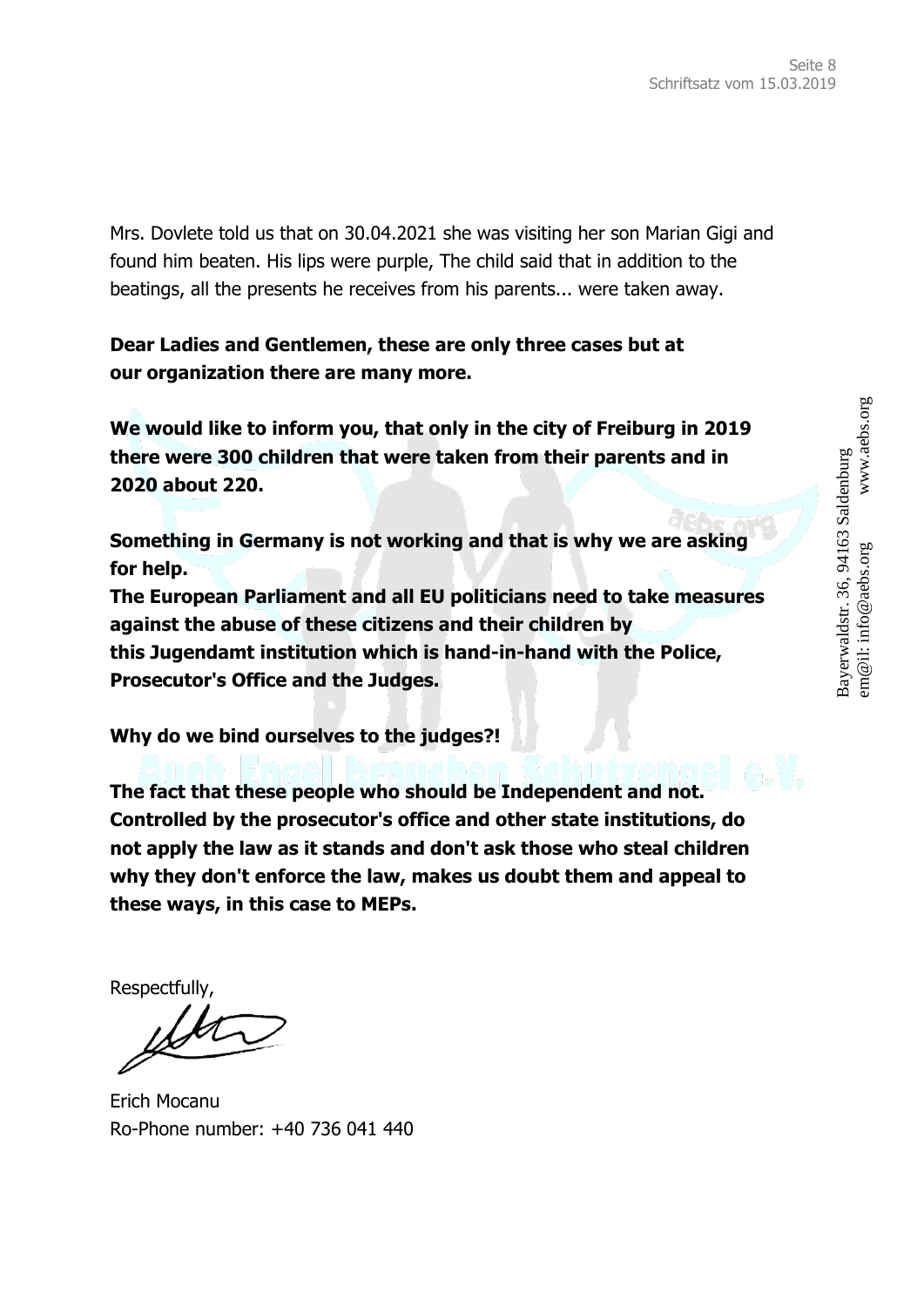Mrs. Dovlete told us that on 30.04.2021 she was visiting her son Marian Gigi and found him beaten. His lips were purple, The child said that in addition to the beatings, all the presents he receives from his parents... were taken away.

**Dear Ladies and Gentlemen, these are only three cases but at our organization there are many more.**

**We would like to inform you, that only in the city of Freiburg in 2019 there were 300 children that were taken from their parents and in 2020 about 220.**

**Something in Germany is not working and that is why we are asking for help.**

**The European Parliament and all EU politicians need to take measures against the abuse of these citizens and their children by this Jugendamt institution which is hand-in-hand with the Police, Prosecutor's Office and the Judges.**

**Why do we bind ourselves to the judges?!**

**The fact that these people who should be Independent and not. Controlled by the prosecutor's office and other state institutions, do not apply the law as it stands and don't ask those who steal children why they don't enforce the law, makes us doubt them and appeal to these ways, in this case to MEPs.**

Respectfully,

Erich Mocanu
Ro-Phone number: +40 736 041 440